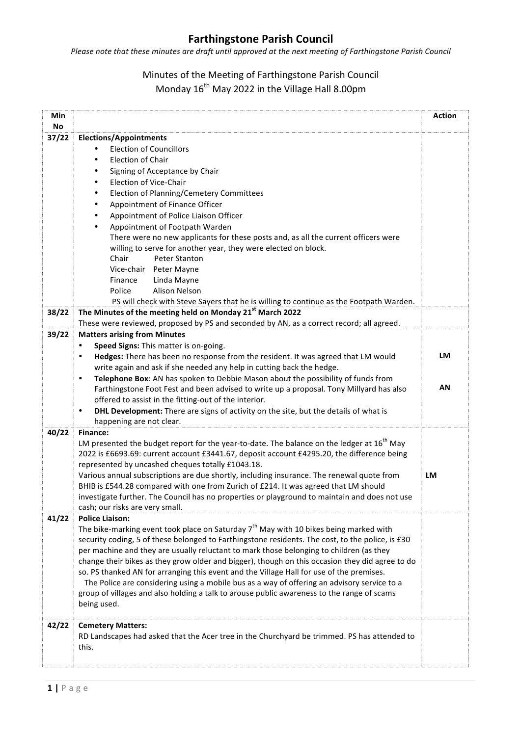# Farthingstone Parish Council

*Please note that these minutes are draft until approved at the next meeting of Farthingstone Parish Council*

## Minutes of the Meeting of Farthingstone Parish Council
## Monday 16th May 2022 in the Village Hall 8.00pm

| Min No | | Action |
|---|---|---|
| 37/22 | **Elections/Appointments**<br>• Election of Councillors<br>• Election of Chair<br>• Signing of Acceptance by Chair<br>• Election of Vice-Chair<br>• Election of Planning/Cemetery Committees<br>• Appointment of Finance Officer<br>• Appointment of Police Liaison Officer<br>• Appointment of Footpath Warden<br>There were no new applicants for these posts and, as all the current officers were willing to serve for another year, they were elected on block.<br>Chair Peter Stanton<br>Vice-chair Peter Mayne<br>Finance Linda Mayne<br>Police Alison Nelson<br>PS will check with Steve Sayers that he is willing to continue as the Footpath Warden. | |
| 38/22 | **The Minutes of the meeting held on Monday 21st March 2022**<br>These were reviewed, proposed by PS and seconded by AN, as a correct record; all agreed. | |
| 39/22 | **Matters arising from Minutes**<br>• **Speed Signs:** This matter is on-going.<br>• **Hedges:** There has been no response from the resident. It was agreed that LM would write again and ask if she needed any help in cutting back the hedge.<br>• **Telephone Box**: AN has spoken to Debbie Mason about the possibility of funds from Farthingstone Foot Fest and been advised to write up a proposal. Tony Millyard has also offered to assist in the fitting-out of the interior.<br>• **DHL Development:** There are signs of activity on the site, but the details of what is happening are not clear. | **LM**<br><br>**AN** |
| 40/22 | **Finance:**<br>LM presented the budget report for the year-to-date. The balance on the ledger at 16th May 2022 is £6693.69: current account £3441.67, deposit account £4295.20, the difference being represented by uncashed cheques totally £1043.18.<br>Various annual subscriptions are due shortly, including insurance. The renewal quote from BHIB is £544.28 compared with one from Zurich of £214. It was agreed that LM should investigate further. The Council has no properties or playground to maintain and does not use cash; our risks are very small. | **LM** |
| 41/22 | **Police Liaison:**<br>The bike-marking event took place on Saturday 7th May with 10 bikes being marked with security coding, 5 of these belonged to Farthingstone residents. The cost, to the police, is £30 per machine and they are usually reluctant to mark those belonging to children (as they change their bikes as they grow older and bigger), though on this occasion they did agree to do so. PS thanked AN for arranging this event and the Village Hall for use of the premises.<br>The Police are considering using a mobile bus as a way of offering an advisory service to a group of villages and also holding a talk to arouse public awareness to the range of scams being used. | |
| 42/22 | **Cemetery Matters:**<br>RD Landscapes had asked that the Acer tree in the Churchyard be trimmed. PS has attended to this. | |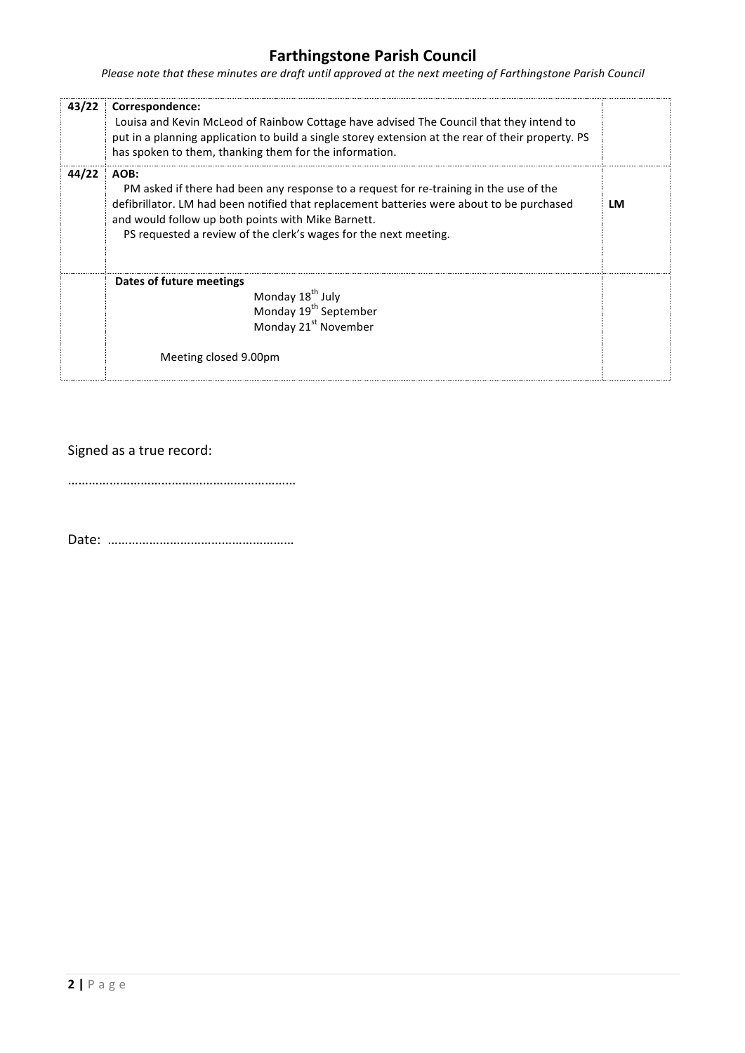# Farthingstone Parish Council

*Please note that these minutes are draft until approved at the next meeting of Farthingstone Parish Council*

| | | |
|---|---|---|
| 43/22 | **Correspondence:** Louisa and Kevin McLeod of Rainbow Cottage have advised The Council that they intend to put in a planning application to build a single storey extension at the rear of their property. PS has spoken to them, thanking them for the information. | |
| 44/22 | **AOB:** PM asked if there had been any response to a request for re-training in the use of the defibrillator. LM had been notified that replacement batteries were about to be purchased and would follow up both points with Mike Barnett. PS requested a review of the clerk's wages for the next meeting. | **LM** |
| | **Dates of future meetings**<br>Monday 18th July<br>Monday 19th September<br>Monday 21st November<br><br>Meeting closed 9.00pm | |

Signed as a true record:

…………………………………………………………

Date: ………………………………………………